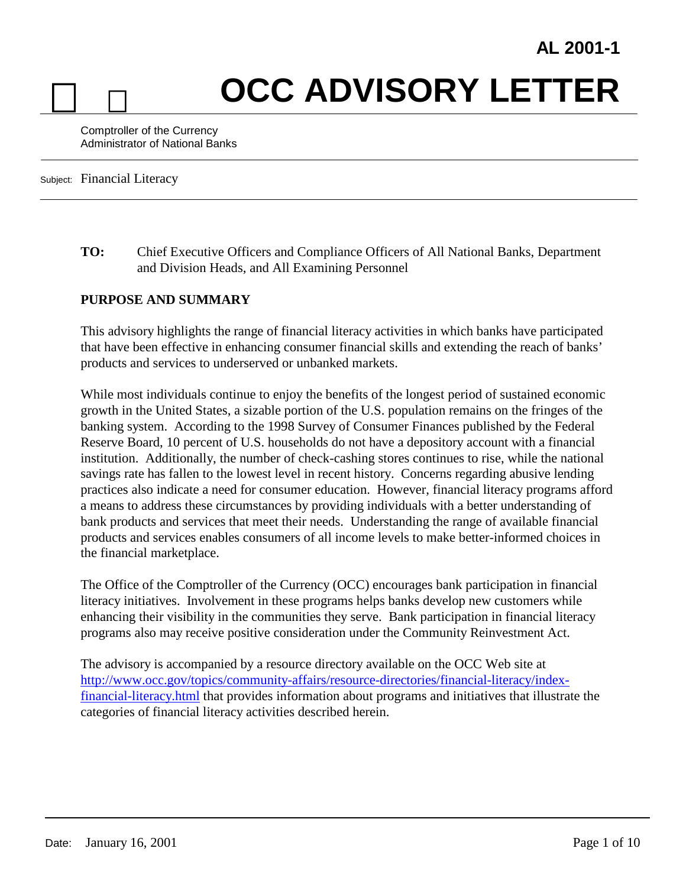**AL 2001-1**

# OCC ADVISORY LETTER

Comptroller of the Currency
Administrator of National Banks

Subject: Financial Literacy

**TO:** Chief Executive Officers and Compliance Officers of All National Banks, Department and Division Heads, and All Examining Personnel

## PURPOSE AND SUMMARY

This advisory highlights the range of financial literacy activities in which banks have participated that have been effective in enhancing consumer financial skills and extending the reach of banks' products and services to underserved or unbanked markets.

While most individuals continue to enjoy the benefits of the longest period of sustained economic growth in the United States, a sizable portion of the U.S. population remains on the fringes of the banking system. According to the 1998 Survey of Consumer Finances published by the Federal Reserve Board, 10 percent of U.S. households do not have a depository account with a financial institution. Additionally, the number of check-cashing stores continues to rise, while the national savings rate has fallen to the lowest level in recent history. Concerns regarding abusive lending practices also indicate a need for consumer education. However, financial literacy programs afford a means to address these circumstances by providing individuals with a better understanding of bank products and services that meet their needs. Understanding the range of available financial products and services enables consumers of all income levels to make better-informed choices in the financial marketplace.

The Office of the Comptroller of the Currency (OCC) encourages bank participation in financial literacy initiatives. Involvement in these programs helps banks develop new customers while enhancing their visibility in the communities they serve. Bank participation in financial literacy programs also may receive positive consideration under the Community Reinvestment Act.

The advisory is accompanied by a resource directory available on the OCC Web site at http://www.occ.gov/topics/community-affairs/resource-directories/financial-literacy/index-financial-literacy.html that provides information about programs and initiatives that illustrate the categories of financial literacy activities described herein.

Date: January 16, 2001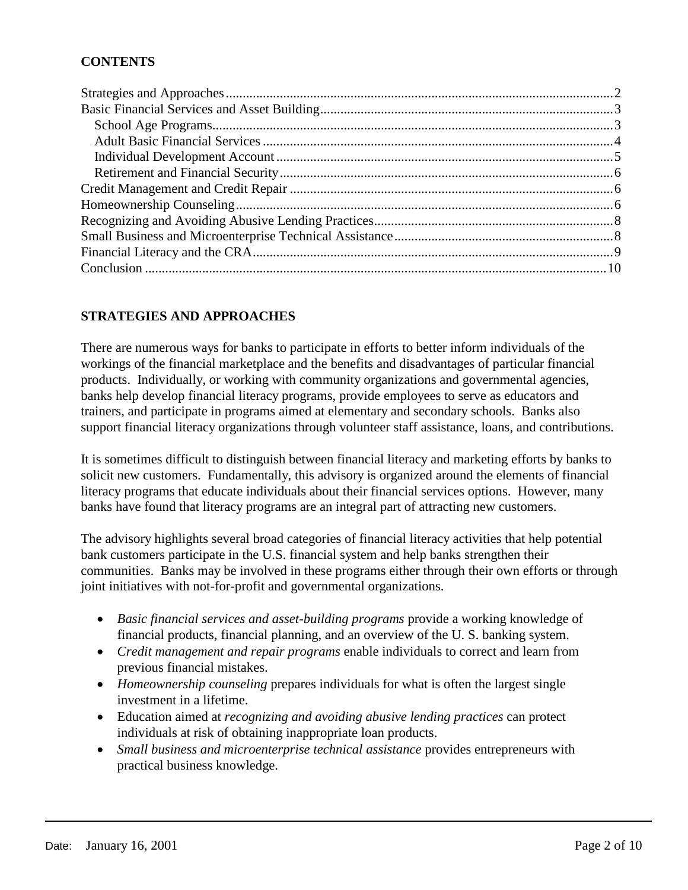**CONTENTS**

Strategies and Approaches ........................................................................................................ 2
Basic Financial Services and Asset Building ............................................................................ 3
  School Age Programs ............................................................................................................ 3
  Adult Basic Financial Services .............................................................................................. 4
  Individual Development Account .......................................................................................... 5
  Retirement and Financial Security ......................................................................................... 6
Credit Management and Credit Repair ...................................................................................... 6
Homeownership Counseling ...................................................................................................... 6
Recognizing and Avoiding Abusive Lending Practices ............................................................. 8
Small Business and Microenterprise Technical Assistance ....................................................... 8
Financial Literacy and the CRA ................................................................................................. 9
Conclusion ............................................................................................................................... 10

## STRATEGIES AND APPROACHES

There are numerous ways for banks to participate in efforts to better inform individuals of the workings of the financial marketplace and the benefits and disadvantages of particular financial products. Individually, or working with community organizations and governmental agencies, banks help develop financial literacy programs, provide employees to serve as educators and trainers, and participate in programs aimed at elementary and secondary schools. Banks also support financial literacy organizations through volunteer staff assistance, loans, and contributions.

It is sometimes difficult to distinguish between financial literacy and marketing efforts by banks to solicit new customers. Fundamentally, this advisory is organized around the elements of financial literacy programs that educate individuals about their financial services options. However, many banks have found that literacy programs are an integral part of attracting new customers.

The advisory highlights several broad categories of financial literacy activities that help potential bank customers participate in the U.S. financial system and help banks strengthen their communities. Banks may be involved in these programs either through their own efforts or through joint initiatives with not-for-profit and governmental organizations.

- *Basic financial services and asset-building programs* provide a working knowledge of financial products, financial planning, and an overview of the U. S. banking system.
- *Credit management and repair programs* enable individuals to correct and learn from previous financial mistakes.
- *Homeownership counseling* prepares individuals for what is often the largest single investment in a lifetime.
- Education aimed at *recognizing and avoiding abusive lending practices* can protect individuals at risk of obtaining inappropriate loan products.
- *Small business and microenterprise technical assistance* provides entrepreneurs with practical business knowledge.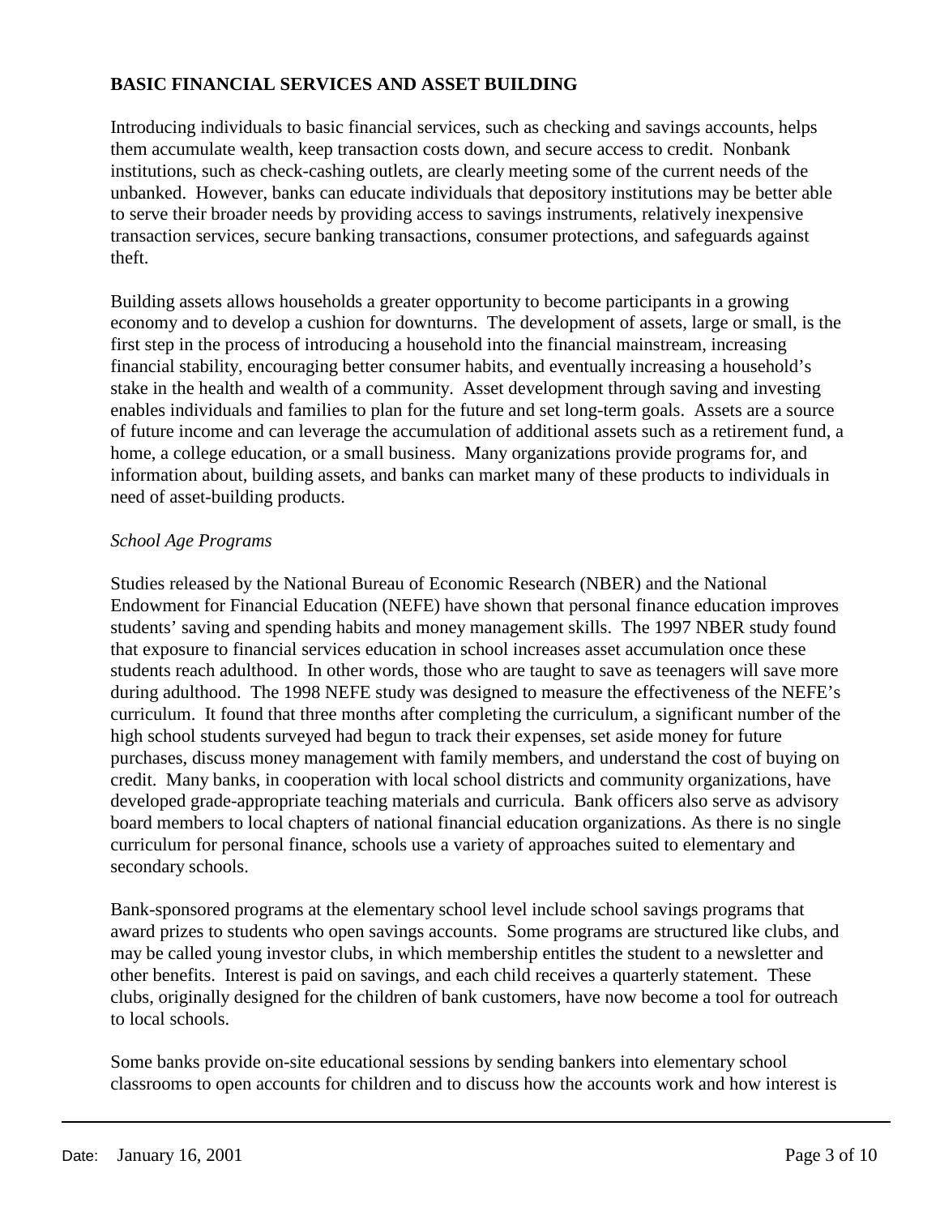**BASIC FINANCIAL SERVICES AND ASSET BUILDING**

Introducing individuals to basic financial services, such as checking and savings accounts, helps them accumulate wealth, keep transaction costs down, and secure access to credit. Nonbank institutions, such as check-cashing outlets, are clearly meeting some of the current needs of the unbanked. However, banks can educate individuals that depository institutions may be better able to serve their broader needs by providing access to savings instruments, relatively inexpensive transaction services, secure banking transactions, consumer protections, and safeguards against theft.

Building assets allows households a greater opportunity to become participants in a growing economy and to develop a cushion for downturns. The development of assets, large or small, is the first step in the process of introducing a household into the financial mainstream, increasing financial stability, encouraging better consumer habits, and eventually increasing a household's stake in the health and wealth of a community. Asset development through saving and investing enables individuals and families to plan for the future and set long-term goals. Assets are a source of future income and can leverage the accumulation of additional assets such as a retirement fund, a home, a college education, or a small business. Many organizations provide programs for, and information about, building assets, and banks can market many of these products to individuals in need of asset-building products.

*School Age Programs*

Studies released by the National Bureau of Economic Research (NBER) and the National Endowment for Financial Education (NEFE) have shown that personal finance education improves students' saving and spending habits and money management skills. The 1997 NBER study found that exposure to financial services education in school increases asset accumulation once these students reach adulthood. In other words, those who are taught to save as teenagers will save more during adulthood. The 1998 NEFE study was designed to measure the effectiveness of the NEFE's curriculum. It found that three months after completing the curriculum, a significant number of the high school students surveyed had begun to track their expenses, set aside money for future purchases, discuss money management with family members, and understand the cost of buying on credit. Many banks, in cooperation with local school districts and community organizations, have developed grade-appropriate teaching materials and curricula. Bank officers also serve as advisory board members to local chapters of national financial education organizations. As there is no single curriculum for personal finance, schools use a variety of approaches suited to elementary and secondary schools.

Bank-sponsored programs at the elementary school level include school savings programs that award prizes to students who open savings accounts. Some programs are structured like clubs, and may be called young investor clubs, in which membership entitles the student to a newsletter and other benefits. Interest is paid on savings, and each child receives a quarterly statement. These clubs, originally designed for the children of bank customers, have now become a tool for outreach to local schools.

Some banks provide on-site educational sessions by sending bankers into elementary school classrooms to open accounts for children and to discuss how the accounts work and how interest is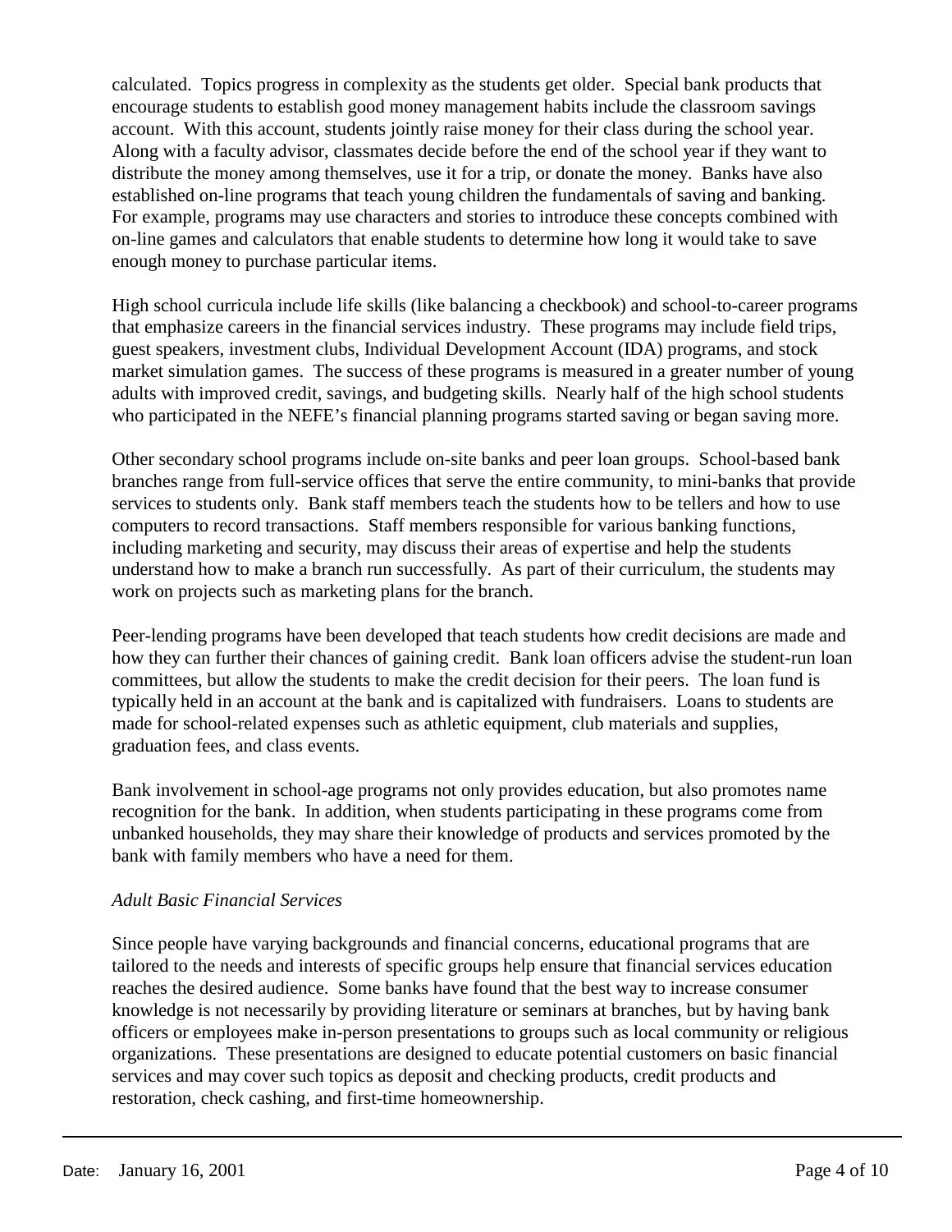calculated. Topics progress in complexity as the students get older. Special bank products that encourage students to establish good money management habits include the classroom savings account. With this account, students jointly raise money for their class during the school year. Along with a faculty advisor, classmates decide before the end of the school year if they want to distribute the money among themselves, use it for a trip, or donate the money. Banks have also established on-line programs that teach young children the fundamentals of saving and banking. For example, programs may use characters and stories to introduce these concepts combined with on-line games and calculators that enable students to determine how long it would take to save enough money to purchase particular items.

High school curricula include life skills (like balancing a checkbook) and school-to-career programs that emphasize careers in the financial services industry. These programs may include field trips, guest speakers, investment clubs, Individual Development Account (IDA) programs, and stock market simulation games. The success of these programs is measured in a greater number of young adults with improved credit, savings, and budgeting skills. Nearly half of the high school students who participated in the NEFE's financial planning programs started saving or began saving more.

Other secondary school programs include on-site banks and peer loan groups. School-based bank branches range from full-service offices that serve the entire community, to mini-banks that provide services to students only. Bank staff members teach the students how to be tellers and how to use computers to record transactions. Staff members responsible for various banking functions, including marketing and security, may discuss their areas of expertise and help the students understand how to make a branch run successfully. As part of their curriculum, the students may work on projects such as marketing plans for the branch.

Peer-lending programs have been developed that teach students how credit decisions are made and how they can further their chances of gaining credit. Bank loan officers advise the student-run loan committees, but allow the students to make the credit decision for their peers. The loan fund is typically held in an account at the bank and is capitalized with fundraisers. Loans to students are made for school-related expenses such as athletic equipment, club materials and supplies, graduation fees, and class events.

Bank involvement in school-age programs not only provides education, but also promotes name recognition for the bank. In addition, when students participating in these programs come from unbanked households, they may share their knowledge of products and services promoted by the bank with family members who have a need for them.

*Adult Basic Financial Services*

Since people have varying backgrounds and financial concerns, educational programs that are tailored to the needs and interests of specific groups help ensure that financial services education reaches the desired audience. Some banks have found that the best way to increase consumer knowledge is not necessarily by providing literature or seminars at branches, but by having bank officers or employees make in-person presentations to groups such as local community or religious organizations. These presentations are designed to educate potential customers on basic financial services and may cover such topics as deposit and checking products, credit products and restoration, check cashing, and first-time homeownership.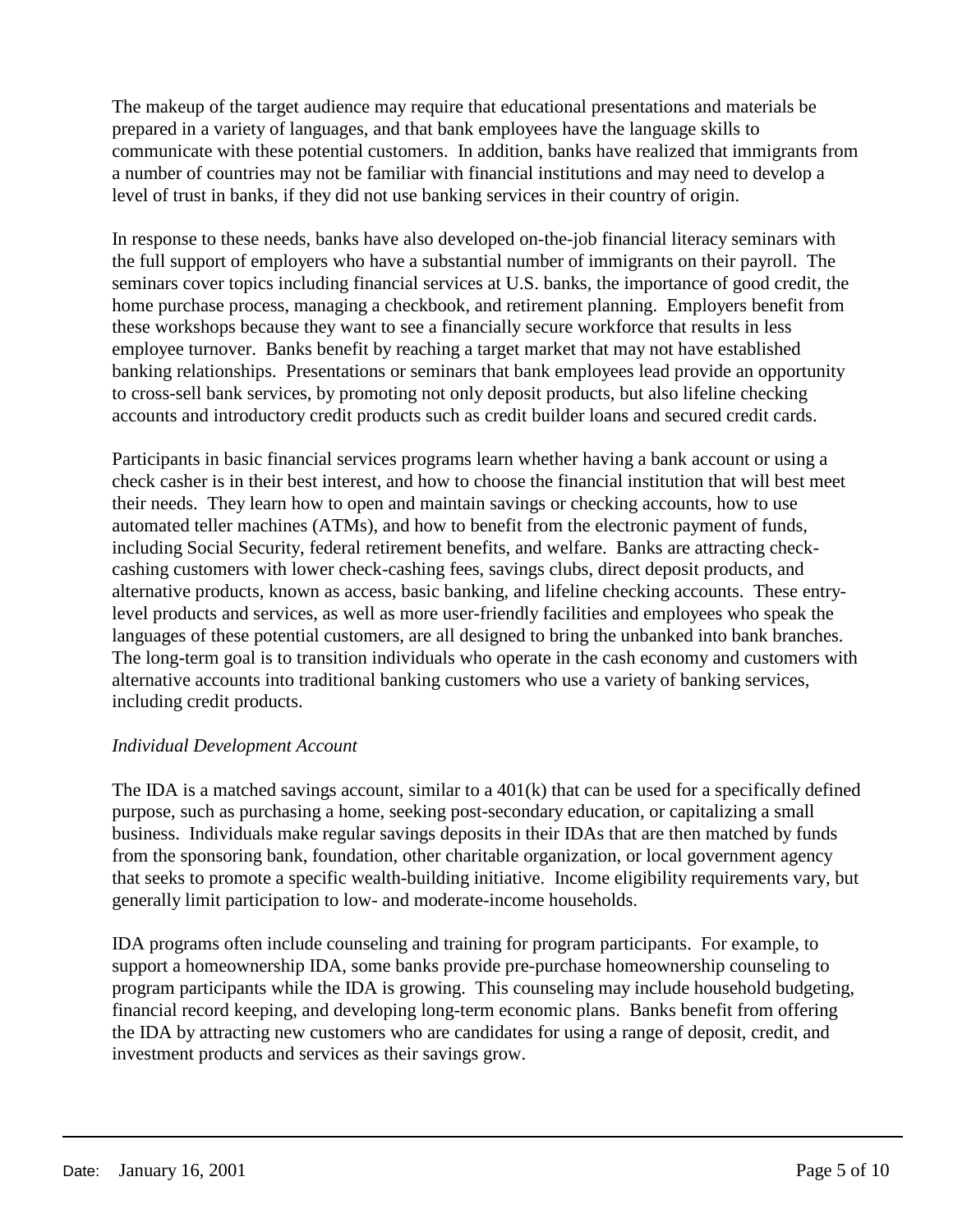The makeup of the target audience may require that educational presentations and materials be prepared in a variety of languages, and that bank employees have the language skills to communicate with these potential customers. In addition, banks have realized that immigrants from a number of countries may not be familiar with financial institutions and may need to develop a level of trust in banks, if they did not use banking services in their country of origin.

In response to these needs, banks have also developed on-the-job financial literacy seminars with the full support of employers who have a substantial number of immigrants on their payroll. The seminars cover topics including financial services at U.S. banks, the importance of good credit, the home purchase process, managing a checkbook, and retirement planning. Employers benefit from these workshops because they want to see a financially secure workforce that results in less employee turnover. Banks benefit by reaching a target market that may not have established banking relationships. Presentations or seminars that bank employees lead provide an opportunity to cross-sell bank services, by promoting not only deposit products, but also lifeline checking accounts and introductory credit products such as credit builder loans and secured credit cards.

Participants in basic financial services programs learn whether having a bank account or using a check casher is in their best interest, and how to choose the financial institution that will best meet their needs. They learn how to open and maintain savings or checking accounts, how to use automated teller machines (ATMs), and how to benefit from the electronic payment of funds, including Social Security, federal retirement benefits, and welfare. Banks are attracting check-cashing customers with lower check-cashing fees, savings clubs, direct deposit products, and alternative products, known as access, basic banking, and lifeline checking accounts. These entry-level products and services, as well as more user-friendly facilities and employees who speak the languages of these potential customers, are all designed to bring the unbanked into bank branches. The long-term goal is to transition individuals who operate in the cash economy and customers with alternative accounts into traditional banking customers who use a variety of banking services, including credit products.

*Individual Development Account*

The IDA is a matched savings account, similar to a 401(k) that can be used for a specifically defined purpose, such as purchasing a home, seeking post-secondary education, or capitalizing a small business. Individuals make regular savings deposits in their IDAs that are then matched by funds from the sponsoring bank, foundation, other charitable organization, or local government agency that seeks to promote a specific wealth-building initiative. Income eligibility requirements vary, but generally limit participation to low- and moderate-income households.

IDA programs often include counseling and training for program participants. For example, to support a homeownership IDA, some banks provide pre-purchase homeownership counseling to program participants while the IDA is growing. This counseling may include household budgeting, financial record keeping, and developing long-term economic plans. Banks benefit from offering the IDA by attracting new customers who are candidates for using a range of deposit, credit, and investment products and services as their savings grow.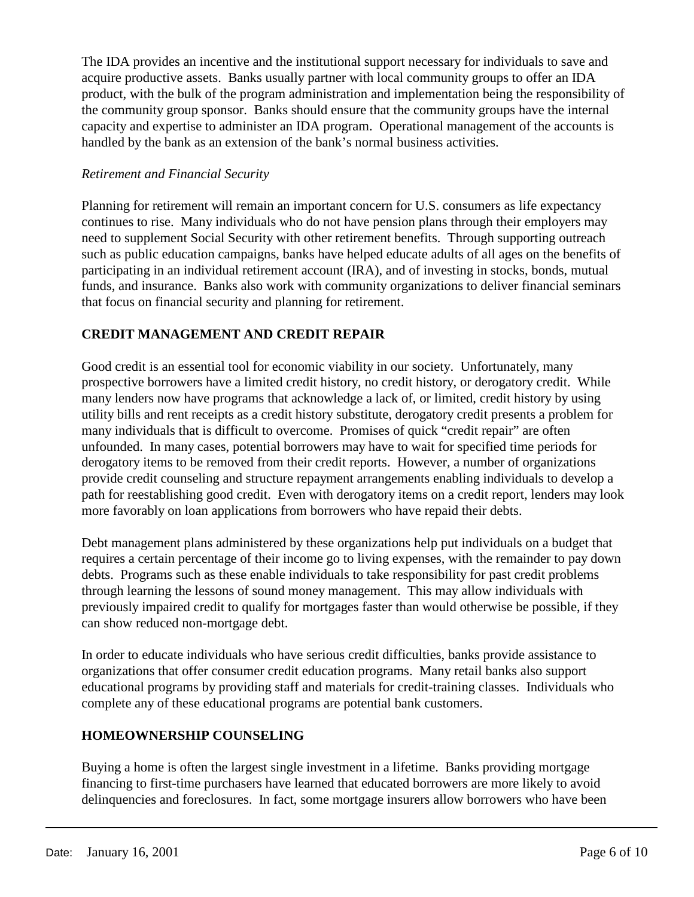The IDA provides an incentive and the institutional support necessary for individuals to save and acquire productive assets. Banks usually partner with local community groups to offer an IDA product, with the bulk of the program administration and implementation being the responsibility of the community group sponsor. Banks should ensure that the community groups have the internal capacity and expertise to administer an IDA program. Operational management of the accounts is handled by the bank as an extension of the bank's normal business activities.

*Retirement and Financial Security*

Planning for retirement will remain an important concern for U.S. consumers as life expectancy continues to rise. Many individuals who do not have pension plans through their employers may need to supplement Social Security with other retirement benefits. Through supporting outreach such as public education campaigns, banks have helped educate adults of all ages on the benefits of participating in an individual retirement account (IRA), and of investing in stocks, bonds, mutual funds, and insurance. Banks also work with community organizations to deliver financial seminars that focus on financial security and planning for retirement.

**CREDIT MANAGEMENT AND CREDIT REPAIR**

Good credit is an essential tool for economic viability in our society. Unfortunately, many prospective borrowers have a limited credit history, no credit history, or derogatory credit. While many lenders now have programs that acknowledge a lack of, or limited, credit history by using utility bills and rent receipts as a credit history substitute, derogatory credit presents a problem for many individuals that is difficult to overcome. Promises of quick "credit repair" are often unfounded. In many cases, potential borrowers may have to wait for specified time periods for derogatory items to be removed from their credit reports. However, a number of organizations provide credit counseling and structure repayment arrangements enabling individuals to develop a path for reestablishing good credit. Even with derogatory items on a credit report, lenders may look more favorably on loan applications from borrowers who have repaid their debts.

Debt management plans administered by these organizations help put individuals on a budget that requires a certain percentage of their income go to living expenses, with the remainder to pay down debts. Programs such as these enable individuals to take responsibility for past credit problems through learning the lessons of sound money management. This may allow individuals with previously impaired credit to qualify for mortgages faster than would otherwise be possible, if they can show reduced non-mortgage debt.

In order to educate individuals who have serious credit difficulties, banks provide assistance to organizations that offer consumer credit education programs. Many retail banks also support educational programs by providing staff and materials for credit-training classes. Individuals who complete any of these educational programs are potential bank customers.

**HOMEOWNERSHIP COUNSELING**

Buying a home is often the largest single investment in a lifetime. Banks providing mortgage financing to first-time purchasers have learned that educated borrowers are more likely to avoid delinquencies and foreclosures. In fact, some mortgage insurers allow borrowers who have been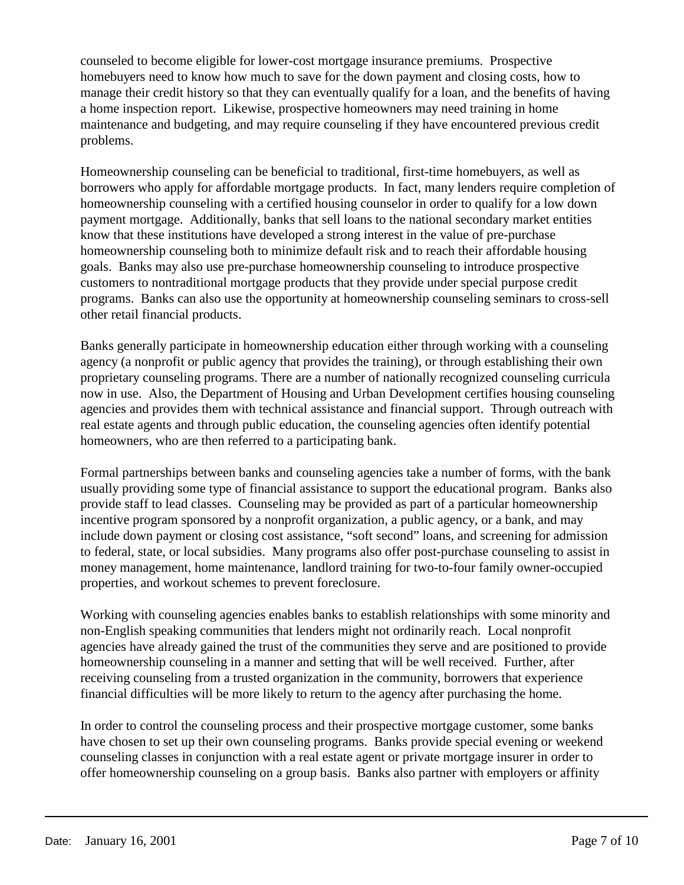counseled to become eligible for lower-cost mortgage insurance premiums. Prospective homebuyers need to know how much to save for the down payment and closing costs, how to manage their credit history so that they can eventually qualify for a loan, and the benefits of having a home inspection report. Likewise, prospective homeowners may need training in home maintenance and budgeting, and may require counseling if they have encountered previous credit problems.

Homeownership counseling can be beneficial to traditional, first-time homebuyers, as well as borrowers who apply for affordable mortgage products. In fact, many lenders require completion of homeownership counseling with a certified housing counselor in order to qualify for a low down payment mortgage. Additionally, banks that sell loans to the national secondary market entities know that these institutions have developed a strong interest in the value of pre-purchase homeownership counseling both to minimize default risk and to reach their affordable housing goals. Banks may also use pre-purchase homeownership counseling to introduce prospective customers to nontraditional mortgage products that they provide under special purpose credit programs. Banks can also use the opportunity at homeownership counseling seminars to cross-sell other retail financial products.

Banks generally participate in homeownership education either through working with a counseling agency (a nonprofit or public agency that provides the training), or through establishing their own proprietary counseling programs. There are a number of nationally recognized counseling curricula now in use. Also, the Department of Housing and Urban Development certifies housing counseling agencies and provides them with technical assistance and financial support. Through outreach with real estate agents and through public education, the counseling agencies often identify potential homeowners, who are then referred to a participating bank.

Formal partnerships between banks and counseling agencies take a number of forms, with the bank usually providing some type of financial assistance to support the educational program. Banks also provide staff to lead classes. Counseling may be provided as part of a particular homeownership incentive program sponsored by a nonprofit organization, a public agency, or a bank, and may include down payment or closing cost assistance, "soft second" loans, and screening for admission to federal, state, or local subsidies. Many programs also offer post-purchase counseling to assist in money management, home maintenance, landlord training for two-to-four family owner-occupied properties, and workout schemes to prevent foreclosure.

Working with counseling agencies enables banks to establish relationships with some minority and non-English speaking communities that lenders might not ordinarily reach. Local nonprofit agencies have already gained the trust of the communities they serve and are positioned to provide homeownership counseling in a manner and setting that will be well received. Further, after receiving counseling from a trusted organization in the community, borrowers that experience financial difficulties will be more likely to return to the agency after purchasing the home.

In order to control the counseling process and their prospective mortgage customer, some banks have chosen to set up their own counseling programs. Banks provide special evening or weekend counseling classes in conjunction with a real estate agent or private mortgage insurer in order to offer homeownership counseling on a group basis. Banks also partner with employers or affinity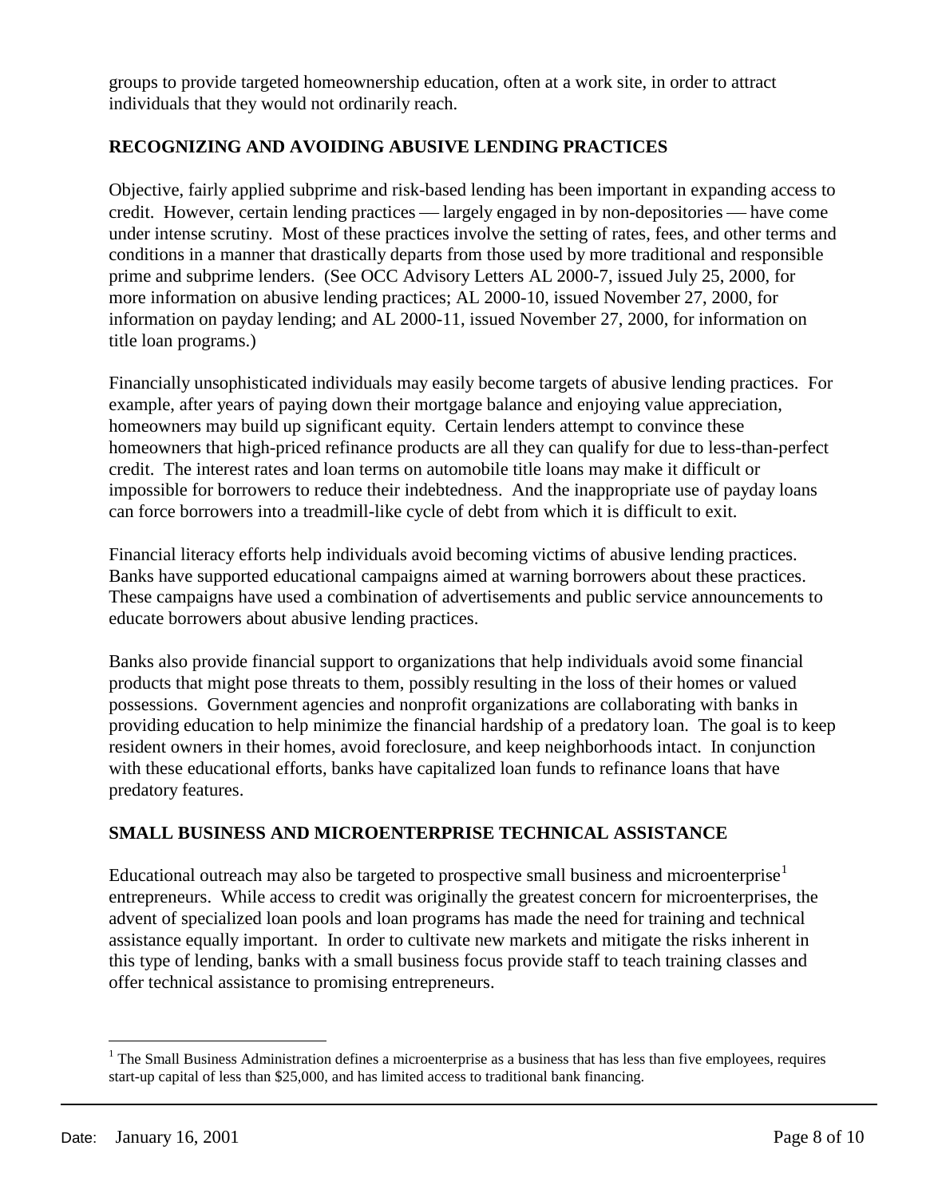groups to provide targeted homeownership education, often at a work site, in order to attract individuals that they would not ordinarily reach.

## RECOGNIZING AND AVOIDING ABUSIVE LENDING PRACTICES

Objective, fairly applied subprime and risk-based lending has been important in expanding access to credit. However, certain lending practices — largely engaged in by non-depositories — have come under intense scrutiny. Most of these practices involve the setting of rates, fees, and other terms and conditions in a manner that drastically departs from those used by more traditional and responsible prime and subprime lenders. (See OCC Advisory Letters AL 2000-7, issued July 25, 2000, for more information on abusive lending practices; AL 2000-10, issued November 27, 2000, for information on payday lending; and AL 2000-11, issued November 27, 2000, for information on title loan programs.)

Financially unsophisticated individuals may easily become targets of abusive lending practices. For example, after years of paying down their mortgage balance and enjoying value appreciation, homeowners may build up significant equity. Certain lenders attempt to convince these homeowners that high-priced refinance products are all they can qualify for due to less-than-perfect credit. The interest rates and loan terms on automobile title loans may make it difficult or impossible for borrowers to reduce their indebtedness. And the inappropriate use of payday loans can force borrowers into a treadmill-like cycle of debt from which it is difficult to exit.

Financial literacy efforts help individuals avoid becoming victims of abusive lending practices. Banks have supported educational campaigns aimed at warning borrowers about these practices. These campaigns have used a combination of advertisements and public service announcements to educate borrowers about abusive lending practices.

Banks also provide financial support to organizations that help individuals avoid some financial products that might pose threats to them, possibly resulting in the loss of their homes or valued possessions. Government agencies and nonprofit organizations are collaborating with banks in providing education to help minimize the financial hardship of a predatory loan. The goal is to keep resident owners in their homes, avoid foreclosure, and keep neighborhoods intact. In conjunction with these educational efforts, banks have capitalized loan funds to refinance loans that have predatory features.

## SMALL BUSINESS AND MICROENTERPRISE TECHNICAL ASSISTANCE

Educational outreach may also be targeted to prospective small business and microenterprise[1] entrepreneurs. While access to credit was originally the greatest concern for microenterprises, the advent of specialized loan pools and loan programs has made the need for training and technical assistance equally important. In order to cultivate new markets and mitigate the risks inherent in this type of lending, banks with a small business focus provide staff to teach training classes and offer technical assistance to promising entrepreneurs.

---

[1] The Small Business Administration defines a microenterprise as a business that has less than five employees, requires start-up capital of less than $25,000, and has limited access to traditional bank financing.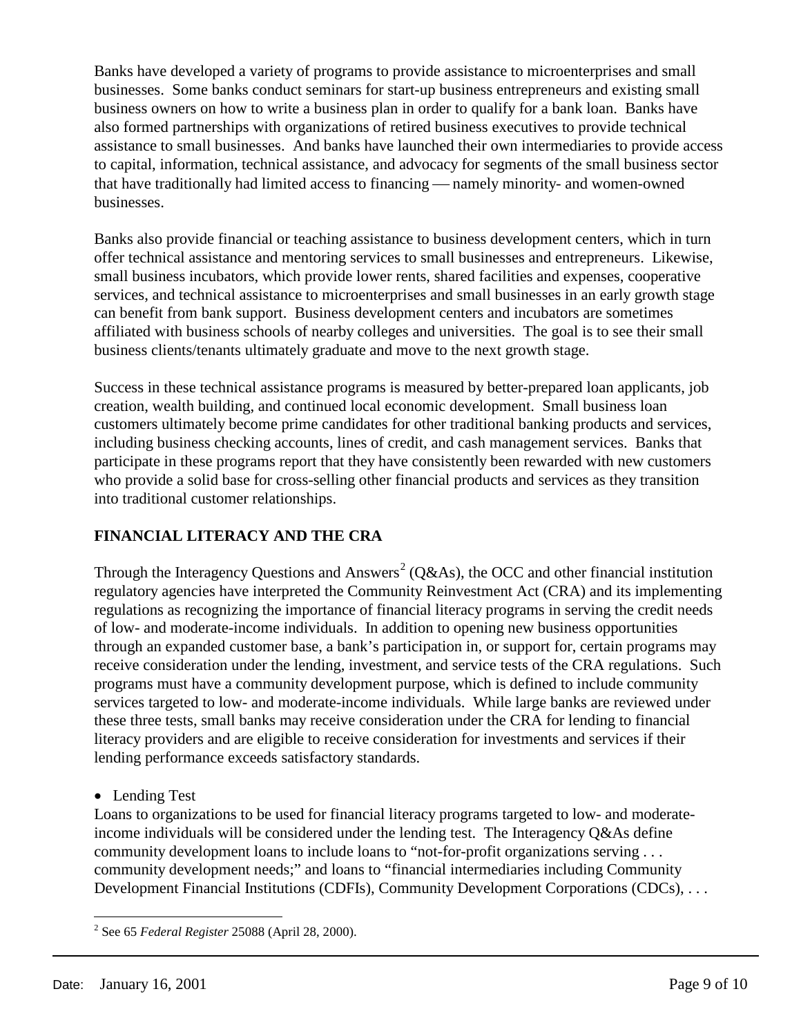Banks have developed a variety of programs to provide assistance to microenterprises and small businesses. Some banks conduct seminars for start-up business entrepreneurs and existing small business owners on how to write a business plan in order to qualify for a bank loan. Banks have also formed partnerships with organizations of retired business executives to provide technical assistance to small businesses. And banks have launched their own intermediaries to provide access to capital, information, technical assistance, and advocacy for segments of the small business sector that have traditionally had limited access to financing — namely minority- and women-owned businesses.

Banks also provide financial or teaching assistance to business development centers, which in turn offer technical assistance and mentoring services to small businesses and entrepreneurs. Likewise, small business incubators, which provide lower rents, shared facilities and expenses, cooperative services, and technical assistance to microenterprises and small businesses in an early growth stage can benefit from bank support. Business development centers and incubators are sometimes affiliated with business schools of nearby colleges and universities. The goal is to see their small business clients/tenants ultimately graduate and move to the next growth stage.

Success in these technical assistance programs is measured by better-prepared loan applicants, job creation, wealth building, and continued local economic development. Small business loan customers ultimately become prime candidates for other traditional banking products and services, including business checking accounts, lines of credit, and cash management services. Banks that participate in these programs report that they have consistently been rewarded with new customers who provide a solid base for cross-selling other financial products and services as they transition into traditional customer relationships.

## FINANCIAL LITERACY AND THE CRA

Through the Interagency Questions and Answers[2] (Q&As), the OCC and other financial institution regulatory agencies have interpreted the Community Reinvestment Act (CRA) and its implementing regulations as recognizing the importance of financial literacy programs in serving the credit needs of low- and moderate-income individuals. In addition to opening new business opportunities through an expanded customer base, a bank's participation in, or support for, certain programs may receive consideration under the lending, investment, and service tests of the CRA regulations. Such programs must have a community development purpose, which is defined to include community services targeted to low- and moderate-income individuals. While large banks are reviewed under these three tests, small banks may receive consideration under the CRA for lending to financial literacy providers and are eligible to receive consideration for investments and services if their lending performance exceeds satisfactory standards.

- Lending Test

Loans to organizations to be used for financial literacy programs targeted to low- and moderate-income individuals will be considered under the lending test. The Interagency Q&As define community development loans to include loans to "not-for-profit organizations serving . . . community development needs;" and loans to "financial intermediaries including Community Development Financial Institutions (CDFIs), Community Development Corporations (CDCs), . . .

[2] See 65 *Federal Register* 25088 (April 28, 2000).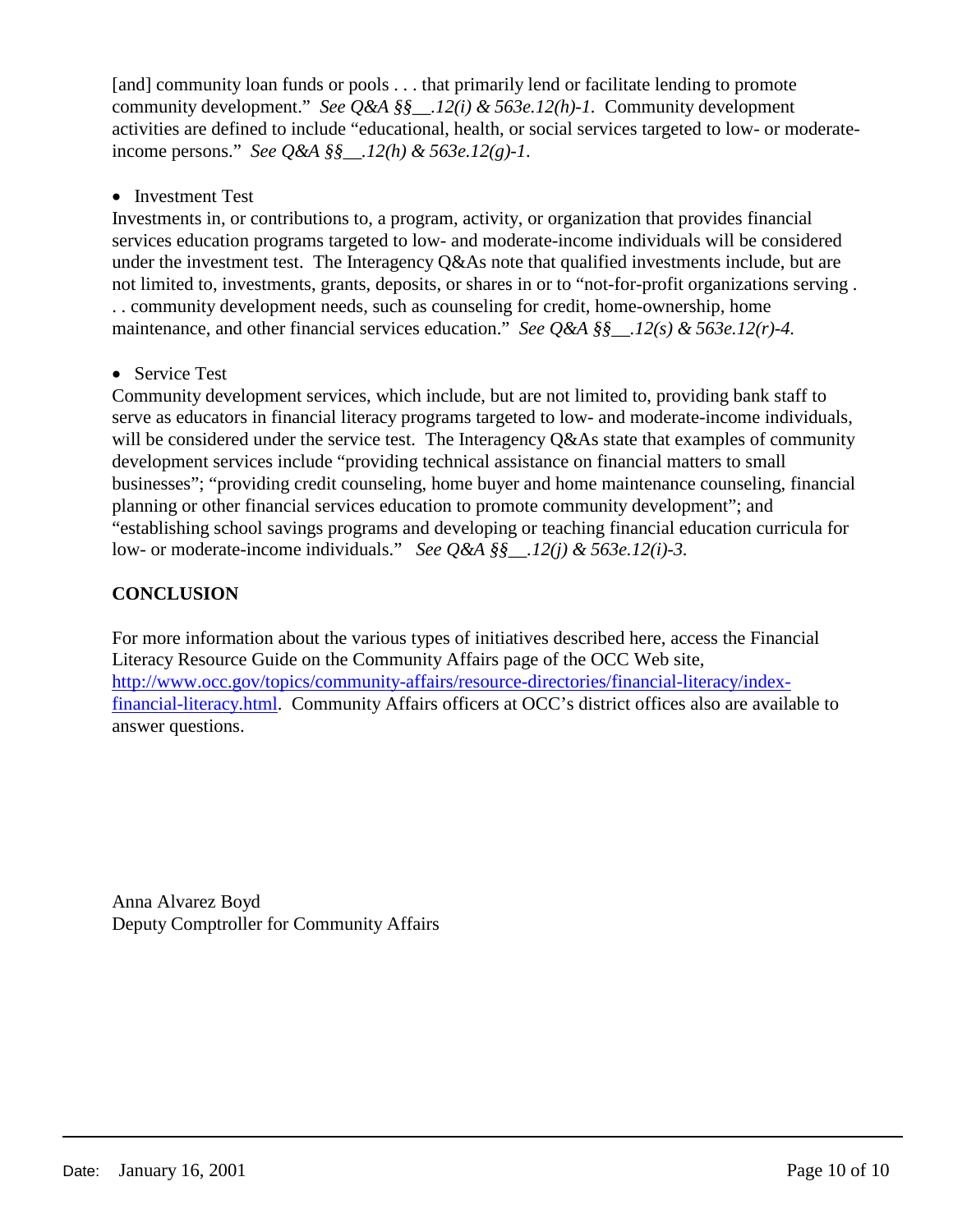[and] community loan funds or pools . . . that primarily lend or facilitate lending to promote community development." *See Q&A §§__.12(i) & 563e.12(h)-1.* Community development activities are defined to include "educational, health, or social services targeted to low- or moderate-income persons." *See Q&A §§__.12(h) & 563e.12(g)-1.*

- Investment Test

Investments in, or contributions to, a program, activity, or organization that provides financial services education programs targeted to low- and moderate-income individuals will be considered under the investment test. The Interagency Q&As note that qualified investments include, but are not limited to, investments, grants, deposits, or shares in or to "not-for-profit organizations serving . . . community development needs, such as counseling for credit, home-ownership, home maintenance, and other financial services education." *See Q&A §§__.12(s) & 563e.12(r)-4.*

- Service Test

Community development services, which include, but are not limited to, providing bank staff to serve as educators in financial literacy programs targeted to low- and moderate-income individuals, will be considered under the service test. The Interagency Q&As state that examples of community development services include "providing technical assistance on financial matters to small businesses"; "providing credit counseling, home buyer and home maintenance counseling, financial planning or other financial services education to promote community development"; and "establishing school savings programs and developing or teaching financial education curricula for low- or moderate-income individuals." *See Q&A §§__.12(j) & 563e.12(i)-3.*

**CONCLUSION**

For more information about the various types of initiatives described here, access the Financial Literacy Resource Guide on the Community Affairs page of the OCC Web site, [http://www.occ.gov/topics/community-affairs/resource-directories/financial-literacy/index-financial-literacy.html](http://www.occ.gov/topics/community-affairs/resource-directories/financial-literacy/index-financial-literacy.html). Community Affairs officers at OCC's district offices also are available to answer questions.

Anna Alvarez Boyd
Deputy Comptroller for Community Affairs

Date: January 16, 2001